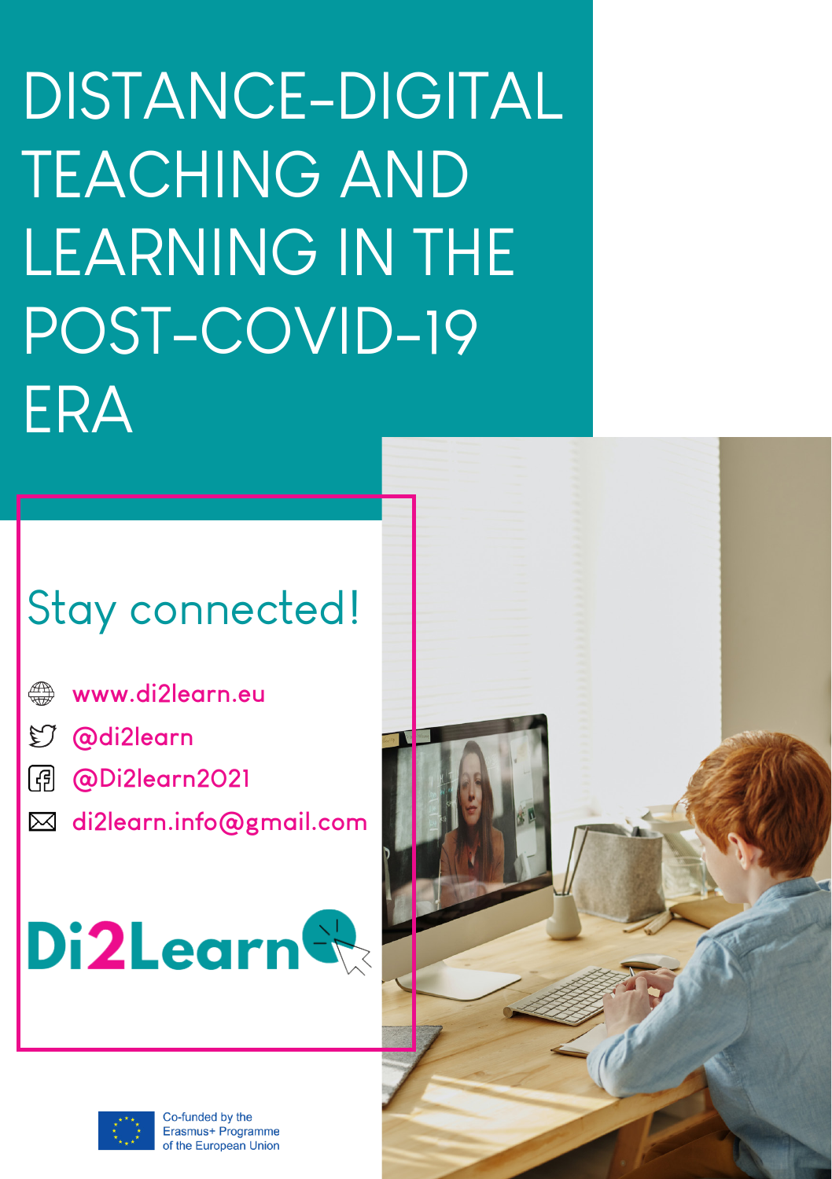# DISTANCE-DIGITAL TEACHING AND LEARNING IN THE POST-COVID-19 ERA

## Stay connected!

- www.di2learn.eu
- @di2learn
- @Di2learn2021
- di2learn.info@gmail.com

Di2Learn

Co-funded by the Erasmus+ Programme of the European Union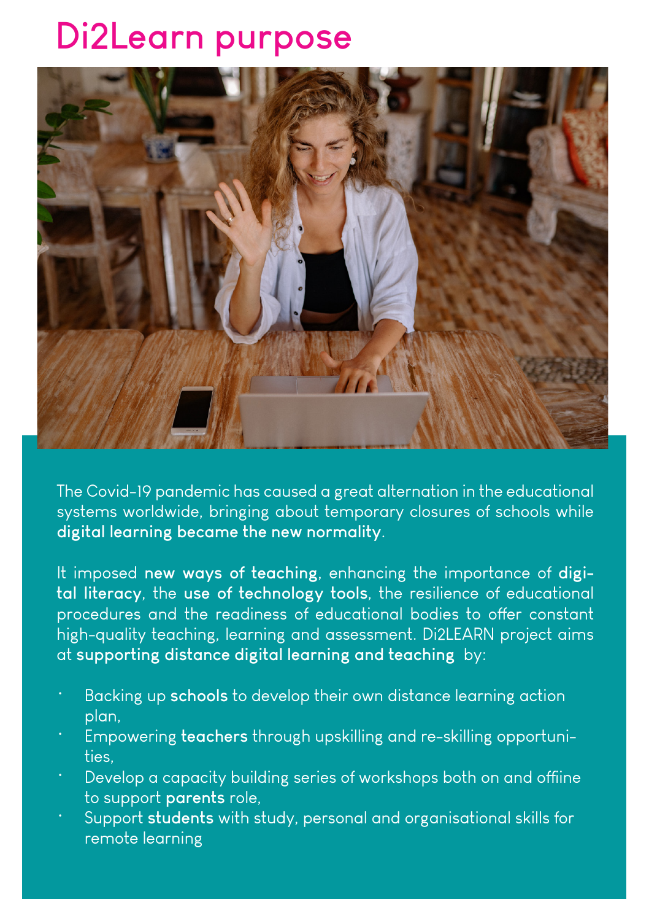# Di2Learn purpose

The Covid-19 pandemic has caused a great alternation in the educational systems worldwide, bringing about temporary closures of schools while **digital learning became the new normality**.

It imposed **new ways of teaching**, enhancing the importance of **digital literacy**, the **use of technology tools**, the resilience of educational procedures and the readiness of educational bodies to offer constant high-quality teaching, learning and assessment. Di2LEARN project aims at **supporting distance digital learning and teaching** by:

- Backing up **schools** to develop their own distance learning action plan,
- Empowering **teachers** through upskilling and re-skilling opportunities,
- Develop a capacity building series of workshops both on and offiine to support **parents** role,
- Support **students** with study, personal and organisational skills for remote learning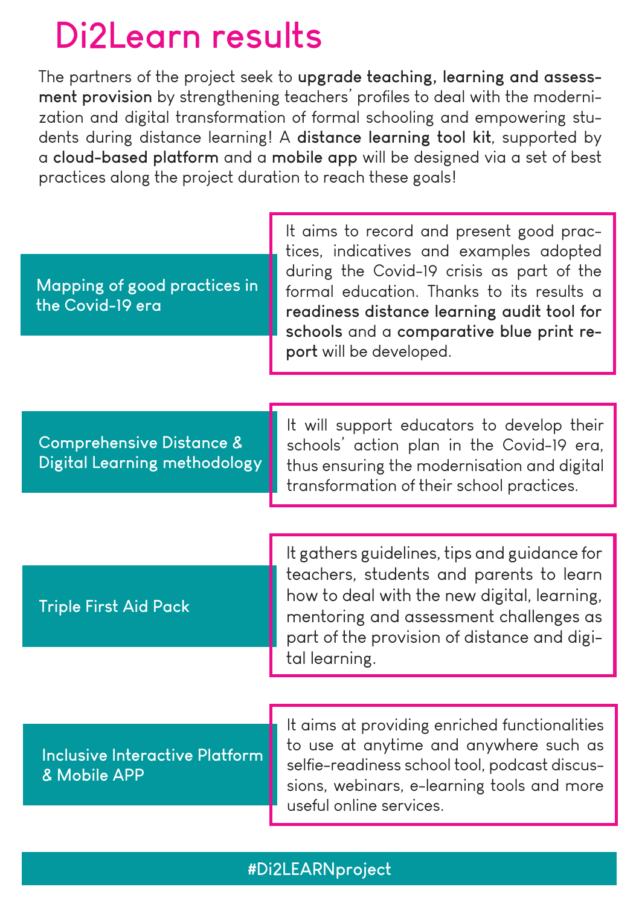# Di2Learn results

The partners of the project seek to **upgrade teaching, learning and assessment provision** by strengthening teachers' profiles to deal with the modernization and digital transformation of formal schooling and empowering students during distance learning! A **distance learning tool kit**, supported by a **cloud-based platform** and a **mobile app** will be designed via a set of best practices along the project duration to reach these goals!

## Mapping of good practices in the Covid-19 era

It aims to record and present good practices, indicatives and examples adopted during the Covid-19 crisis as part of the formal education. Thanks to its results a **readiness distance learning audit tool for schools** and a **comparative blue print report** will be developed.

## Comprehensive Distance & Digital Learning methodology

It will support educators to develop their schools' action plan in the Covid-19 era, thus ensuring the modernisation and digital transformation of their school practices.

## Triple First Aid Pack

It gathers guidelines, tips and guidance for teachers, students and parents to learn how to deal with the new digital, learning, mentoring and assessment challenges as part of the provision of distance and digital learning.

## Inclusive Interactive Platform & Mobile APP

It aims at providing enriched functionalities to use at anytime and anywhere such as selfie-readiness school tool, podcast discussions, webinars, e-learning tools and more useful online services.

#Di2LEARNproject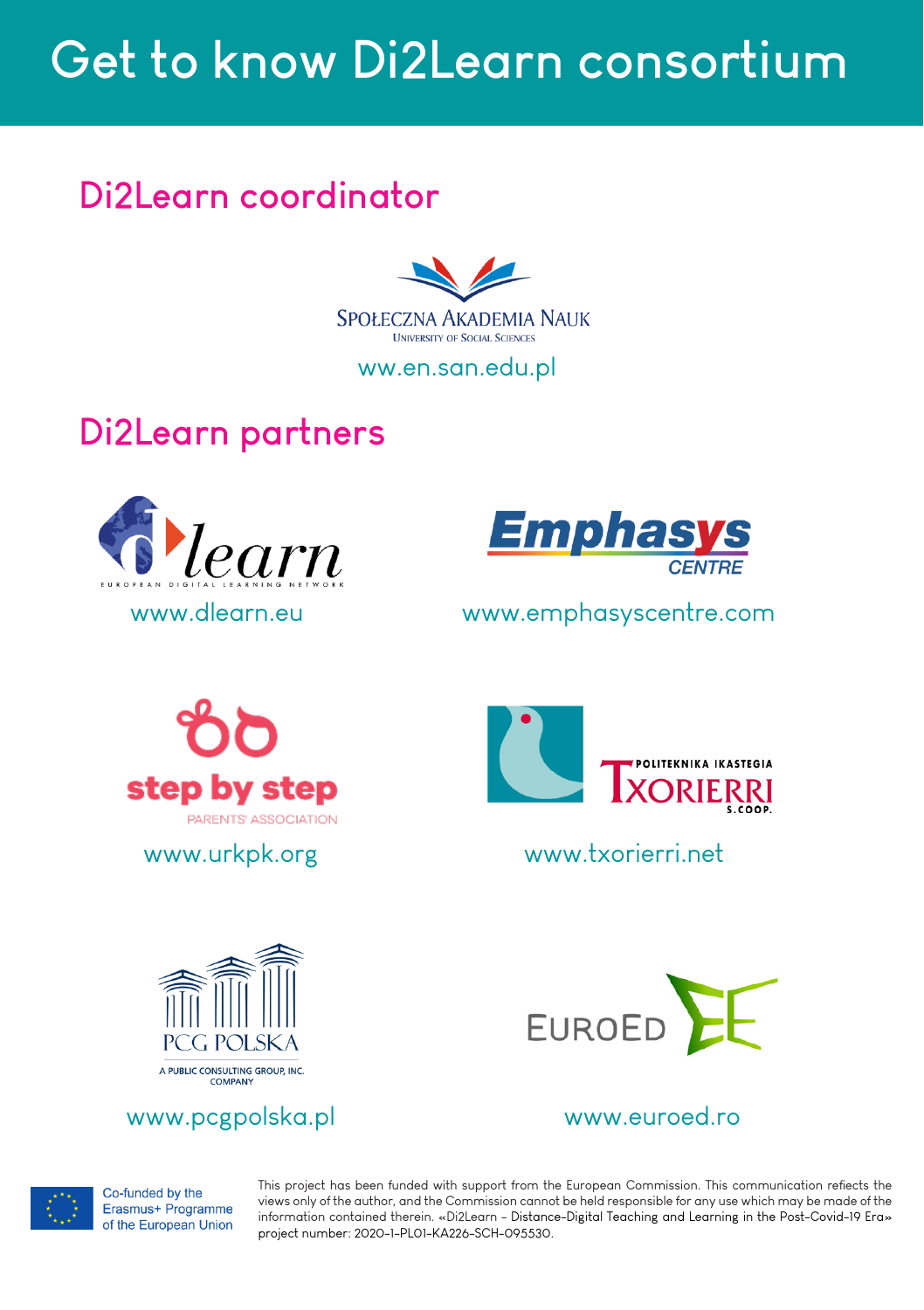# Get to know Di2Learn consortium

## Di2Learn coordinator

SPOŁECZNA AKADEMIA NAUK
UNIVERSITY OF SOCIAL SCIENCES

ww.en.san.edu.pl

## Di2Learn partners

dlearn
EUROPEAN DIGITAL LEARNING NETWORK

www.dlearn.eu

Emphasys
CENTRE

www.emphasyscentre.com

step by step
PARENTS' ASSOCIATION

www.urkpk.org

POLITEKNIKA IKASTEGIA
TXORIERRI
S.COOP.

www.txorierri.net

PCG POLSKA
A PUBLIC CONSULTING GROUP, INC. COMPANY

www.pcgpolska.pl

EUROED

www.euroed.ro

Co-funded by the Erasmus+ Programme of the European Union

This project has been funded with support from the European Commission. This communication reflects the views only of the author, and the Commission cannot be held responsible for any use which may be made of the information contained therein. «Di2Learn – Distance-Digital Teaching and Learning in the Post-Covid-19 Era» project number: 2020-1-PL01-KA226-SCH-095530.